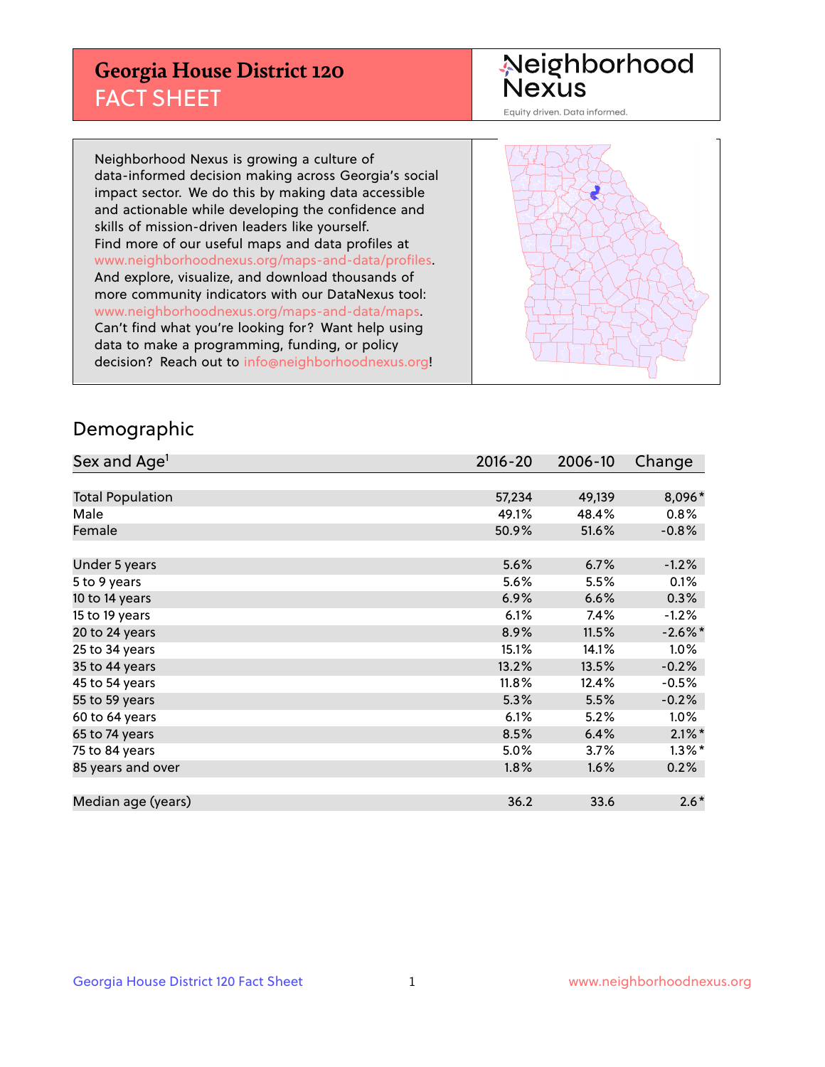# Georgia House District 120
## FACT SHEET

Neighborhood Nexus

Equity driven. Data informed.

Neighborhood Nexus is growing a culture of data-informed decision making across Georgia's social impact sector. We do this by making data accessible and actionable while developing the confidence and skills of mission-driven leaders like yourself. Find more of our useful maps and data profiles at www.neighborhoodnexus.org/maps-and-data/profiles. And explore, visualize, and download thousands of more community indicators with our DataNexus tool: www.neighborhoodnexus.org/maps-and-data/maps. Can't find what you're looking for? Want help using data to make a programming, funding, or policy decision? Reach out to info@neighborhoodnexus.org!

## Demographic

| Sex and Age[1] | 2016-20 | 2006-10 | Change |
|---|---|---|---|
| Total Population | 57,234 | 49,139 | 8,096* |
| Male | 49.1% | 48.4% | 0.8% |
| Female | 50.9% | 51.6% | -0.8% |
| | | | |
| Under 5 years | 5.6% | 6.7% | -1.2% |
| 5 to 9 years | 5.6% | 5.5% | 0.1% |
| 10 to 14 years | 6.9% | 6.6% | 0.3% |
| 15 to 19 years | 6.1% | 7.4% | -1.2% |
| 20 to 24 years | 8.9% | 11.5% | -2.6%* |
| 25 to 34 years | 15.1% | 14.1% | 1.0% |
| 35 to 44 years | 13.2% | 13.5% | -0.2% |
| 45 to 54 years | 11.8% | 12.4% | -0.5% |
| 55 to 59 years | 5.3% | 5.5% | -0.2% |
| 60 to 64 years | 6.1% | 5.2% | 1.0% |
| 65 to 74 years | 8.5% | 6.4% | 2.1%* |
| 75 to 84 years | 5.0% | 3.7% | 1.3%* |
| 85 years and over | 1.8% | 1.6% | 0.2% |
| | | | |
| Median age (years) | 36.2 | 33.6 | 2.6* |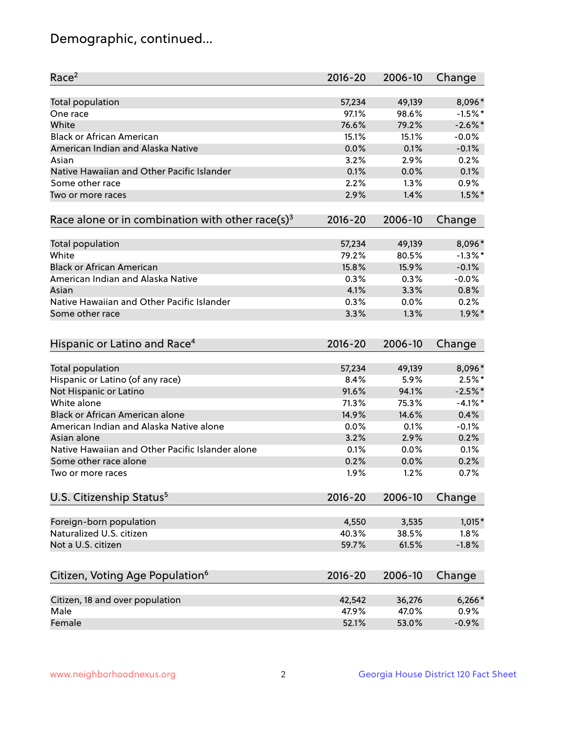## Demographic, continued...

| Race[2] | 2016-20 | 2006-10 | Change |
|---|---|---|---|
| Total population | 57,234 | 49,139 | 8,096* |
| One race | 97.1% | 98.6% | -1.5%* |
| White | 76.6% | 79.2% | -2.6%* |
| Black or African American | 15.1% | 15.1% | -0.0% |
| American Indian and Alaska Native | 0.0% | 0.1% | -0.1% |
| Asian | 3.2% | 2.9% | 0.2% |
| Native Hawaiian and Other Pacific Islander | 0.1% | 0.0% | 0.1% |
| Some other race | 2.2% | 1.3% | 0.9% |
| Two or more races | 2.9% | 1.4% | 1.5%* |

| Race alone or in combination with other race(s)[3] | 2016-20 | 2006-10 | Change |
|---|---|---|---|
| Total population | 57,234 | 49,139 | 8,096* |
| White | 79.2% | 80.5% | -1.3%* |
| Black or African American | 15.8% | 15.9% | -0.1% |
| American Indian and Alaska Native | 0.3% | 0.3% | -0.0% |
| Asian | 4.1% | 3.3% | 0.8% |
| Native Hawaiian and Other Pacific Islander | 0.3% | 0.0% | 0.2% |
| Some other race | 3.3% | 1.3% | 1.9%* |

| Hispanic or Latino and Race[4] | 2016-20 | 2006-10 | Change |
|---|---|---|---|
| Total population | 57,234 | 49,139 | 8,096* |
| Hispanic or Latino (of any race) | 8.4% | 5.9% | 2.5%* |
| Not Hispanic or Latino | 91.6% | 94.1% | -2.5%* |
| White alone | 71.3% | 75.3% | -4.1%* |
| Black or African American alone | 14.9% | 14.6% | 0.4% |
| American Indian and Alaska Native alone | 0.0% | 0.1% | -0.1% |
| Asian alone | 3.2% | 2.9% | 0.2% |
| Native Hawaiian and Other Pacific Islander alone | 0.1% | 0.0% | 0.1% |
| Some other race alone | 0.2% | 0.0% | 0.2% |
| Two or more races | 1.9% | 1.2% | 0.7% |

| U.S. Citizenship Status[5] | 2016-20 | 2006-10 | Change |
|---|---|---|---|
| Foreign-born population | 4,550 | 3,535 | 1,015* |
| Naturalized U.S. citizen | 40.3% | 38.5% | 1.8% |
| Not a U.S. citizen | 59.7% | 61.5% | -1.8% |

| Citizen, Voting Age Population[6] | 2016-20 | 2006-10 | Change |
|---|---|---|---|
| Citizen, 18 and over population | 42,542 | 36,276 | 6,266* |
| Male | 47.9% | 47.0% | 0.9% |
| Female | 52.1% | 53.0% | -0.9% |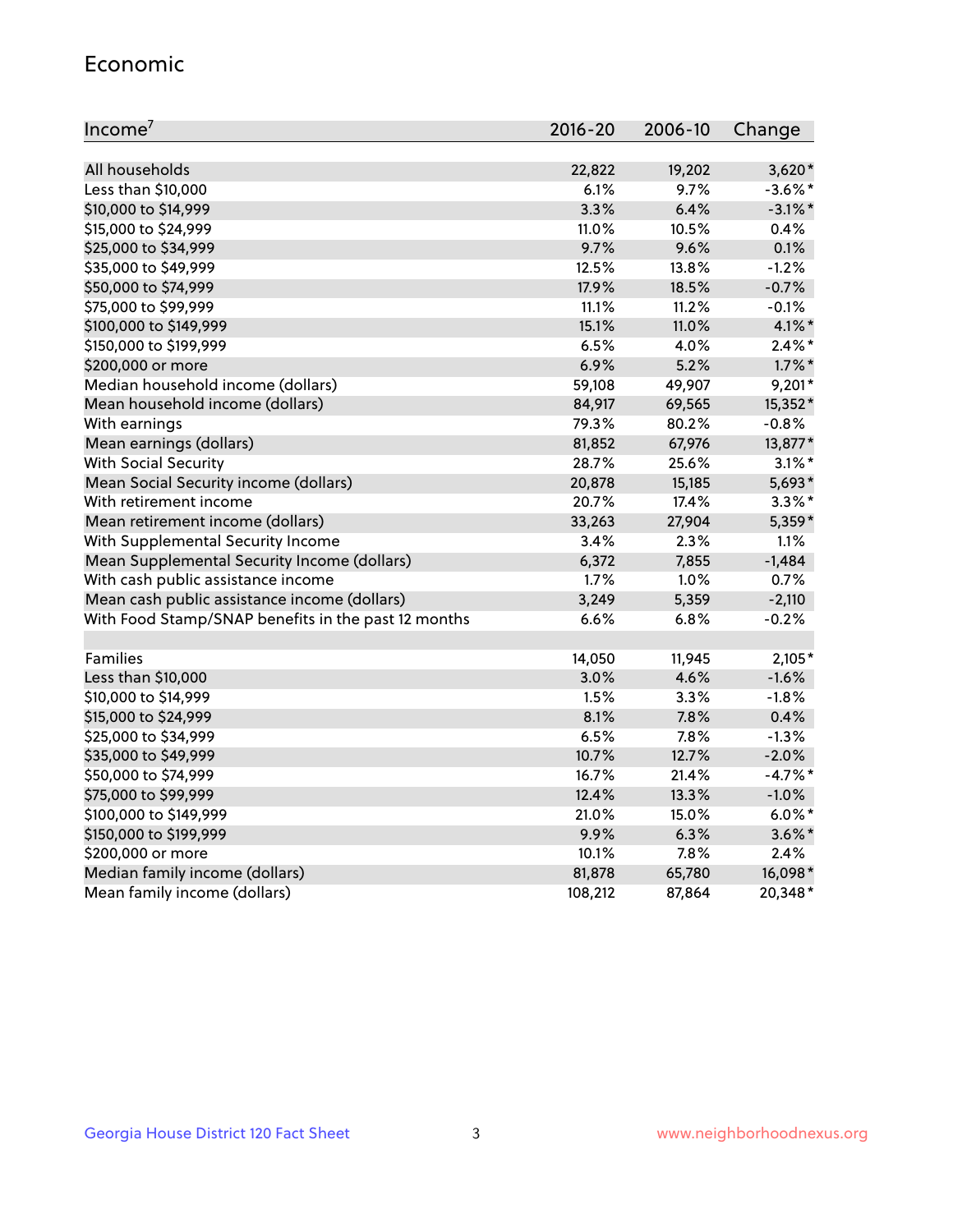## Economic

| Income[7] | 2016-20 | 2006-10 | Change |
|---|---|---|---|
| All households | 22,822 | 19,202 | 3,620* |
| Less than $10,000 | 6.1% | 9.7% | -3.6%* |
| $10,000 to $14,999 | 3.3% | 6.4% | -3.1%* |
| $15,000 to $24,999 | 11.0% | 10.5% | 0.4% |
| $25,000 to $34,999 | 9.7% | 9.6% | 0.1% |
| $35,000 to $49,999 | 12.5% | 13.8% | -1.2% |
| $50,000 to $74,999 | 17.9% | 18.5% | -0.7% |
| $75,000 to $99,999 | 11.1% | 11.2% | -0.1% |
| $100,000 to $149,999 | 15.1% | 11.0% | 4.1%* |
| $150,000 to $199,999 | 6.5% | 4.0% | 2.4%* |
| $200,000 or more | 6.9% | 5.2% | 1.7%* |
| Median household income (dollars) | 59,108 | 49,907 | 9,201* |
| Mean household income (dollars) | 84,917 | 69,565 | 15,352* |
| With earnings | 79.3% | 80.2% | -0.8% |
| Mean earnings (dollars) | 81,852 | 67,976 | 13,877* |
| With Social Security | 28.7% | 25.6% | 3.1%* |
| Mean Social Security income (dollars) | 20,878 | 15,185 | 5,693* |
| With retirement income | 20.7% | 17.4% | 3.3%* |
| Mean retirement income (dollars) | 33,263 | 27,904 | 5,359* |
| With Supplemental Security Income | 3.4% | 2.3% | 1.1% |
| Mean Supplemental Security Income (dollars) | 6,372 | 7,855 | -1,484 |
| With cash public assistance income | 1.7% | 1.0% | 0.7% |
| Mean cash public assistance income (dollars) | 3,249 | 5,359 | -2,110 |
| With Food Stamp/SNAP benefits in the past 12 months | 6.6% | 6.8% | -0.2% |
| | | | |
| Families | 14,050 | 11,945 | 2,105* |
| Less than $10,000 | 3.0% | 4.6% | -1.6% |
| $10,000 to $14,999 | 1.5% | 3.3% | -1.8% |
| $15,000 to $24,999 | 8.1% | 7.8% | 0.4% |
| $25,000 to $34,999 | 6.5% | 7.8% | -1.3% |
| $35,000 to $49,999 | 10.7% | 12.7% | -2.0% |
| $50,000 to $74,999 | 16.7% | 21.4% | -4.7%* |
| $75,000 to $99,999 | 12.4% | 13.3% | -1.0% |
| $100,000 to $149,999 | 21.0% | 15.0% | 6.0%* |
| $150,000 to $199,999 | 9.9% | 6.3% | 3.6%* |
| $200,000 or more | 10.1% | 7.8% | 2.4% |
| Median family income (dollars) | 81,878 | 65,780 | 16,098* |
| Mean family income (dollars) | 108,212 | 87,864 | 20,348* |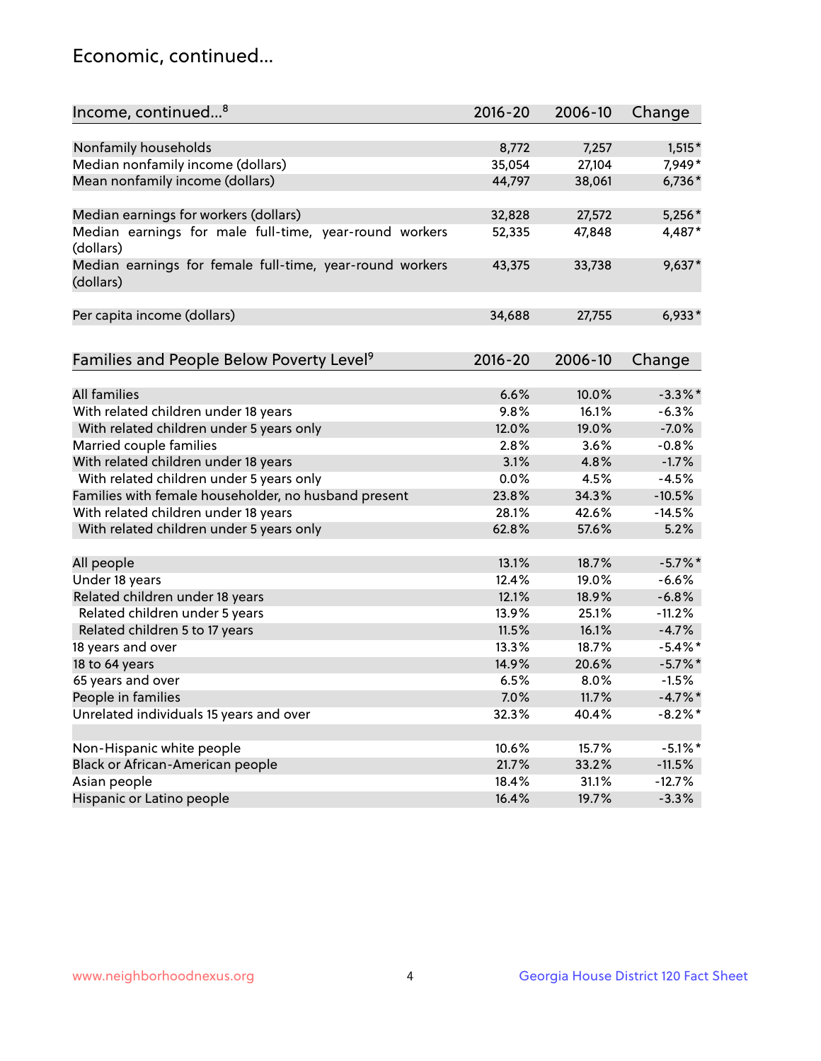## Economic, continued...

| Income, continued...[8] | 2016-20 | 2006-10 | Change |
|---|---|---|---|
| Nonfamily households | 8,772 | 7,257 | 1,515* |
| Median nonfamily income (dollars) | 35,054 | 27,104 | 7,949* |
| Mean nonfamily income (dollars) | 44,797 | 38,061 | 6,736* |
| Median earnings for workers (dollars) | 32,828 | 27,572 | 5,256* |
| Median earnings for male full-time, year-round workers (dollars) | 52,335 | 47,848 | 4,487* |
| Median earnings for female full-time, year-round workers (dollars) | 43,375 | 33,738 | 9,637* |
| Per capita income (dollars) | 34,688 | 27,755 | 6,933* |

| Families and People Below Poverty Level[9] | 2016-20 | 2006-10 | Change |
|---|---|---|---|
| All families | 6.6% | 10.0% | -3.3%* |
| With related children under 18 years | 9.8% | 16.1% | -6.3% |
| With related children under 5 years only | 12.0% | 19.0% | -7.0% |
| Married couple families | 2.8% | 3.6% | -0.8% |
| With related children under 18 years | 3.1% | 4.8% | -1.7% |
| With related children under 5 years only | 0.0% | 4.5% | -4.5% |
| Families with female householder, no husband present | 23.8% | 34.3% | -10.5% |
| With related children under 18 years | 28.1% | 42.6% | -14.5% |
| With related children under 5 years only | 62.8% | 57.6% | 5.2% |
| All people | 13.1% | 18.7% | -5.7%* |
| Under 18 years | 12.4% | 19.0% | -6.6% |
| Related children under 18 years | 12.1% | 18.9% | -6.8% |
| Related children under 5 years | 13.9% | 25.1% | -11.2% |
| Related children 5 to 17 years | 11.5% | 16.1% | -4.7% |
| 18 years and over | 13.3% | 18.7% | -5.4%* |
| 18 to 64 years | 14.9% | 20.6% | -5.7%* |
| 65 years and over | 6.5% | 8.0% | -1.5% |
| People in families | 7.0% | 11.7% | -4.7%* |
| Unrelated individuals 15 years and over | 32.3% | 40.4% | -8.2%* |
| Non-Hispanic white people | 10.6% | 15.7% | -5.1%* |
| Black or African-American people | 21.7% | 33.2% | -11.5% |
| Asian people | 18.4% | 31.1% | -12.7% |
| Hispanic or Latino people | 16.4% | 19.7% | -3.3% |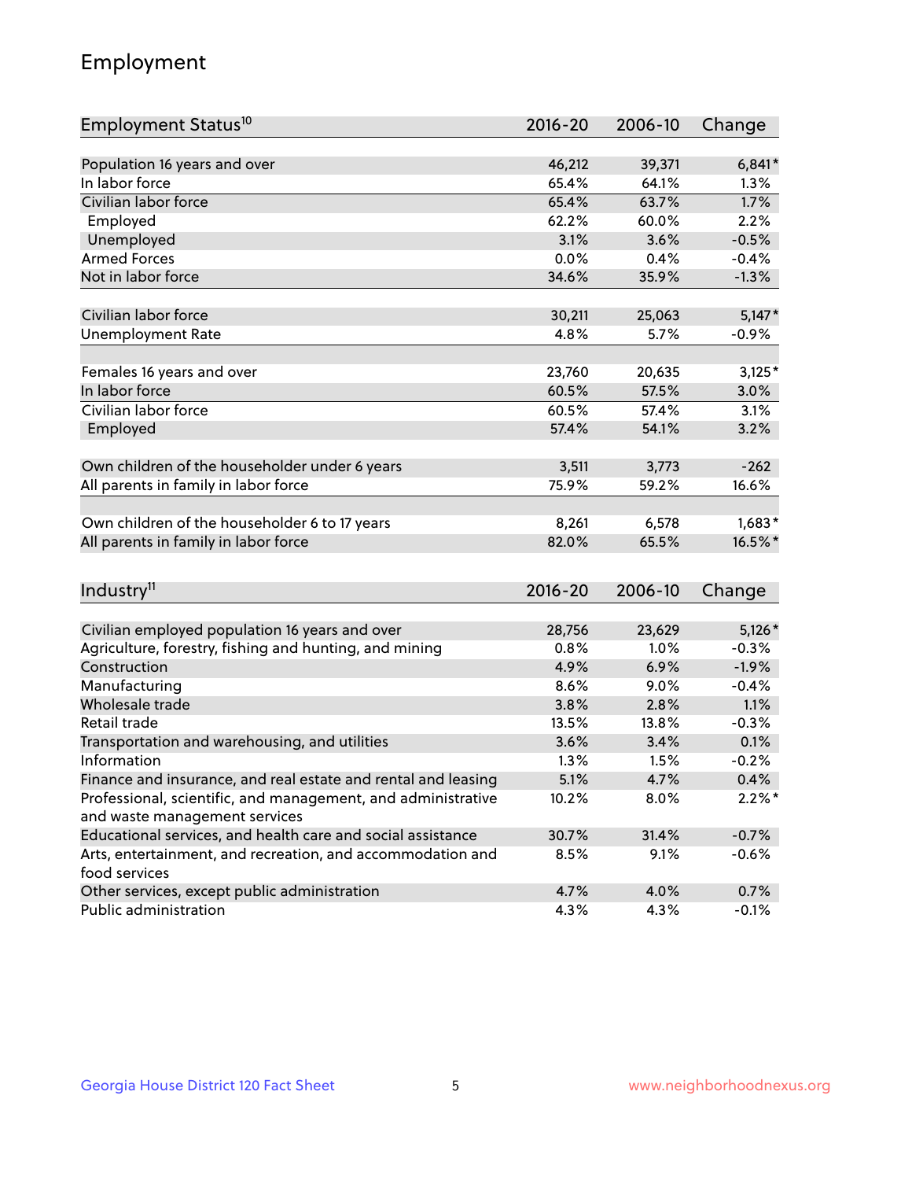## Employment

| Employment Status[10] | 2016-20 | 2006-10 | Change |
|---|---|---|---|
| Population 16 years and over | 46,212 | 39,371 | 6,841* |
| In labor force | 65.4% | 64.1% | 1.3% |
| Civilian labor force | 65.4% | 63.7% | 1.7% |
| Employed | 62.2% | 60.0% | 2.2% |
| Unemployed | 3.1% | 3.6% | -0.5% |
| Armed Forces | 0.0% | 0.4% | -0.4% |
| Not in labor force | 34.6% | 35.9% | -1.3% |
| | | | |
| Civilian labor force | 30,211 | 25,063 | 5,147* |
| Unemployment Rate | 4.8% | 5.7% | -0.9% |
| | | | |
| Females 16 years and over | 23,760 | 20,635 | 3,125* |
| In labor force | 60.5% | 57.5% | 3.0% |
| Civilian labor force | 60.5% | 57.4% | 3.1% |
| Employed | 57.4% | 54.1% | 3.2% |
| | | | |
| Own children of the householder under 6 years | 3,511 | 3,773 | -262 |
| All parents in family in labor force | 75.9% | 59.2% | 16.6% |
| | | | |
| Own children of the householder 6 to 17 years | 8,261 | 6,578 | 1,683* |
| All parents in family in labor force | 82.0% | 65.5% | 16.5%* |

| Industry[11] | 2016-20 | 2006-10 | Change |
|---|---|---|---|
| Civilian employed population 16 years and over | 28,756 | 23,629 | 5,126* |
| Agriculture, forestry, fishing and hunting, and mining | 0.8% | 1.0% | -0.3% |
| Construction | 4.9% | 6.9% | -1.9% |
| Manufacturing | 8.6% | 9.0% | -0.4% |
| Wholesale trade | 3.8% | 2.8% | 1.1% |
| Retail trade | 13.5% | 13.8% | -0.3% |
| Transportation and warehousing, and utilities | 3.6% | 3.4% | 0.1% |
| Information | 1.3% | 1.5% | -0.2% |
| Finance and insurance, and real estate and rental and leasing | 5.1% | 4.7% | 0.4% |
| Professional, scientific, and management, and administrative and waste management services | 10.2% | 8.0% | 2.2%* |
| Educational services, and health care and social assistance | 30.7% | 31.4% | -0.7% |
| Arts, entertainment, and recreation, and accommodation and food services | 8.5% | 9.1% | -0.6% |
| Other services, except public administration | 4.7% | 4.0% | 0.7% |
| Public administration | 4.3% | 4.3% | -0.1% |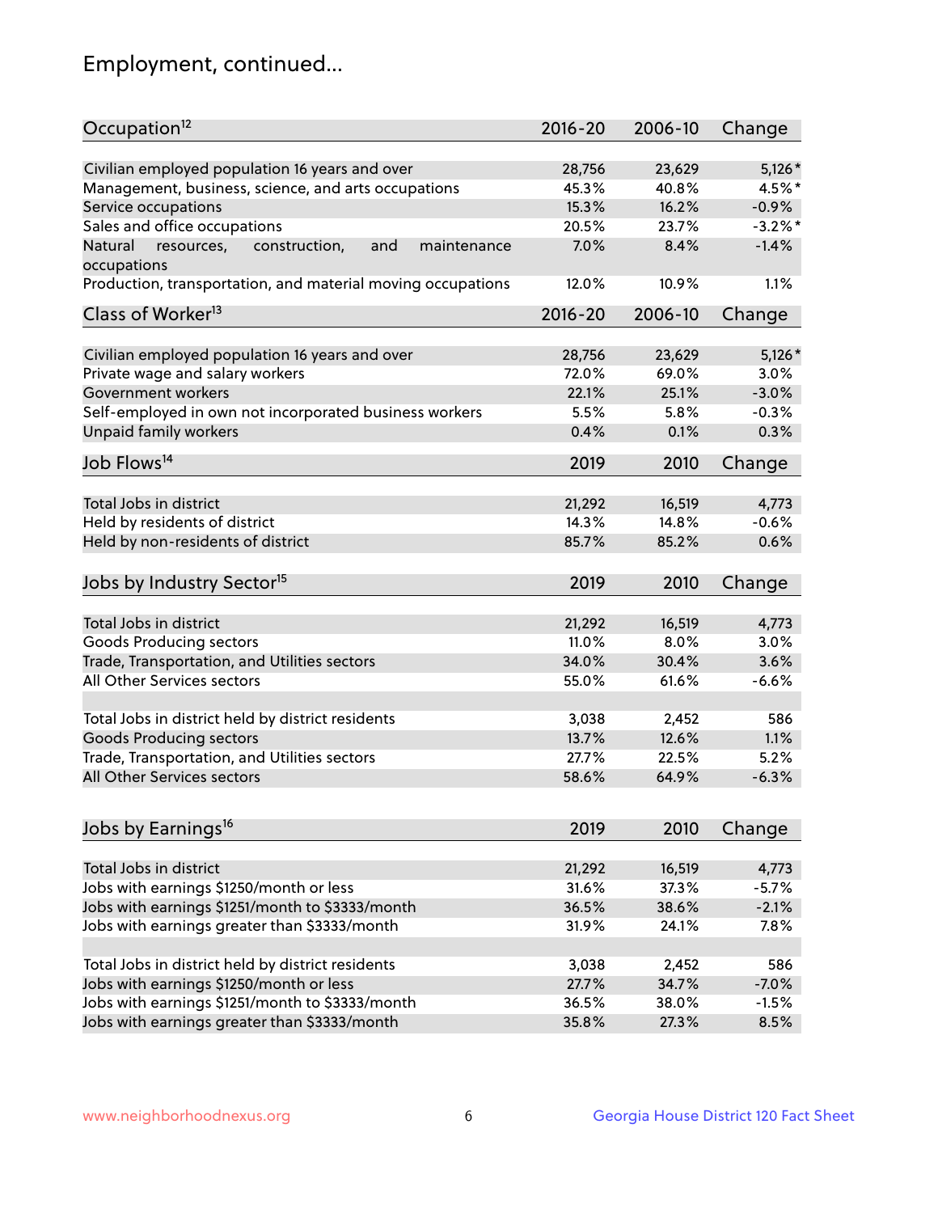# Employment, continued...

| Occupation[12] | 2016-20 | 2006-10 | Change |
|---|---|---|---|
| Civilian employed population 16 years and over | 28,756 | 23,629 | 5,126* |
| Management, business, science, and arts occupations | 45.3% | 40.8% | 4.5%* |
| Service occupations | 15.3% | 16.2% | -0.9% |
| Sales and office occupations | 20.5% | 23.7% | -3.2%* |
| Natural resources, construction, and maintenance occupations | 7.0% | 8.4% | -1.4% |
| Production, transportation, and material moving occupations | 12.0% | 10.9% | 1.1% |

| Class of Worker[13] | 2016-20 | 2006-10 | Change |
|---|---|---|---|
| Civilian employed population 16 years and over | 28,756 | 23,629 | 5,126* |
| Private wage and salary workers | 72.0% | 69.0% | 3.0% |
| Government workers | 22.1% | 25.1% | -3.0% |
| Self-employed in own not incorporated business workers | 5.5% | 5.8% | -0.3% |
| Unpaid family workers | 0.4% | 0.1% | 0.3% |

| Job Flows[14] | 2019 | 2010 | Change |
|---|---|---|---|
| Total Jobs in district | 21,292 | 16,519 | 4,773 |
| Held by residents of district | 14.3% | 14.8% | -0.6% |
| Held by non-residents of district | 85.7% | 85.2% | 0.6% |

| Jobs by Industry Sector[15] | 2019 | 2010 | Change |
|---|---|---|---|
| Total Jobs in district | 21,292 | 16,519 | 4,773 |
| Goods Producing sectors | 11.0% | 8.0% | 3.0% |
| Trade, Transportation, and Utilities sectors | 34.0% | 30.4% | 3.6% |
| All Other Services sectors | 55.0% | 61.6% | -6.6% |
| | | | |
| Total Jobs in district held by district residents | 3,038 | 2,452 | 586 |
| Goods Producing sectors | 13.7% | 12.6% | 1.1% |
| Trade, Transportation, and Utilities sectors | 27.7% | 22.5% | 5.2% |
| All Other Services sectors | 58.6% | 64.9% | -6.3% |

| Jobs by Earnings[16] | 2019 | 2010 | Change |
|---|---|---|---|
| Total Jobs in district | 21,292 | 16,519 | 4,773 |
| Jobs with earnings $1250/month or less | 31.6% | 37.3% | -5.7% |
| Jobs with earnings $1251/month to $3333/month | 36.5% | 38.6% | -2.1% |
| Jobs with earnings greater than $3333/month | 31.9% | 24.1% | 7.8% |
| | | | |
| Total Jobs in district held by district residents | 3,038 | 2,452 | 586 |
| Jobs with earnings $1250/month or less | 27.7% | 34.7% | -7.0% |
| Jobs with earnings $1251/month to $3333/month | 36.5% | 38.0% | -1.5% |
| Jobs with earnings greater than $3333/month | 35.8% | 27.3% | 8.5% |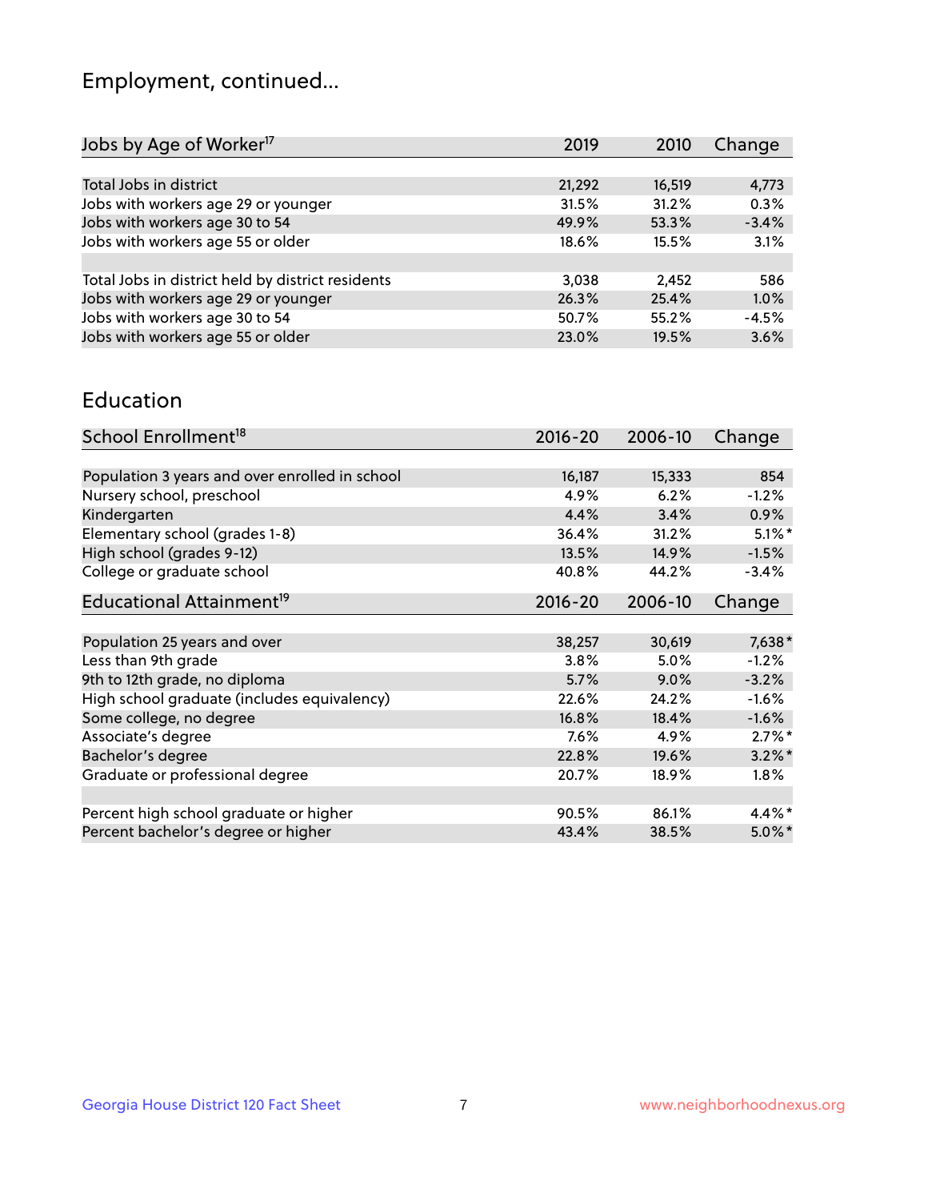## Employment, continued...

| Jobs by Age of Worker[17] | 2019 | 2010 | Change |
|---|---|---|---|
| Total Jobs in district | 21,292 | 16,519 | 4,773 |
| Jobs with workers age 29 or younger | 31.5% | 31.2% | 0.3% |
| Jobs with workers age 30 to 54 | 49.9% | 53.3% | -3.4% |
| Jobs with workers age 55 or older | 18.6% | 15.5% | 3.1% |
| | | | |
| Total Jobs in district held by district residents | 3,038 | 2,452 | 586 |
| Jobs with workers age 29 or younger | 26.3% | 25.4% | 1.0% |
| Jobs with workers age 30 to 54 | 50.7% | 55.2% | -4.5% |
| Jobs with workers age 55 or older | 23.0% | 19.5% | 3.6% |

## Education

| School Enrollment[18] | 2016-20 | 2006-10 | Change |
|---|---|---|---|
| Population 3 years and over enrolled in school | 16,187 | 15,333 | 854 |
| Nursery school, preschool | 4.9% | 6.2% | -1.2% |
| Kindergarten | 4.4% | 3.4% | 0.9% |
| Elementary school (grades 1-8) | 36.4% | 31.2% | 5.1%* |
| High school (grades 9-12) | 13.5% | 14.9% | -1.5% |
| College or graduate school | 40.8% | 44.2% | -3.4% |

| Educational Attainment[19] | 2016-20 | 2006-10 | Change |
|---|---|---|---|
| Population 25 years and over | 38,257 | 30,619 | 7,638* |
| Less than 9th grade | 3.8% | 5.0% | -1.2% |
| 9th to 12th grade, no diploma | 5.7% | 9.0% | -3.2% |
| High school graduate (includes equivalency) | 22.6% | 24.2% | -1.6% |
| Some college, no degree | 16.8% | 18.4% | -1.6% |
| Associate's degree | 7.6% | 4.9% | 2.7%* |
| Bachelor's degree | 22.8% | 19.6% | 3.2%* |
| Graduate or professional degree | 20.7% | 18.9% | 1.8% |
| | | | |
| Percent high school graduate or higher | 90.5% | 86.1% | 4.4%* |
| Percent bachelor's degree or higher | 43.4% | 38.5% | 5.0%* |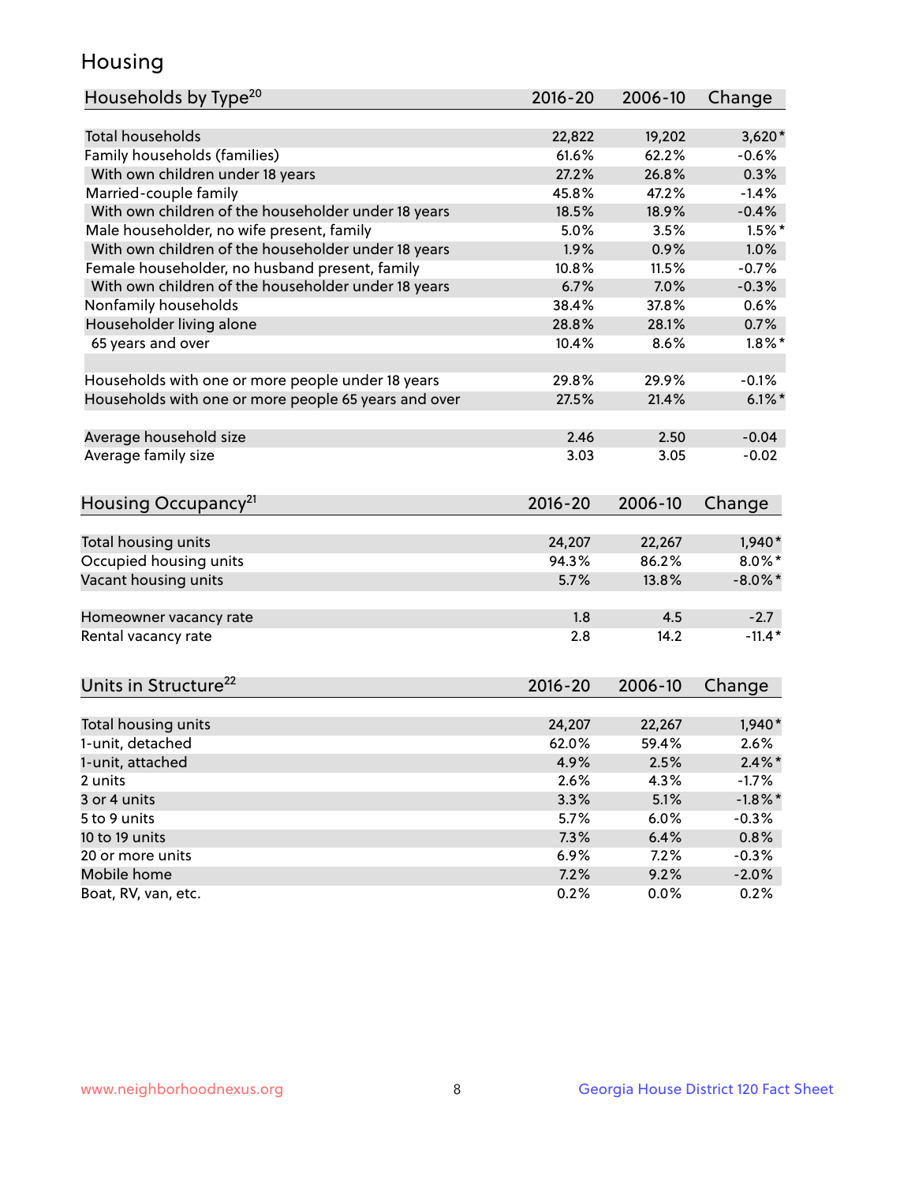# Housing

| Households by Type[20] | 2016-20 | 2006-10 | Change |
|---|---|---|---|
| Total households | 22,822 | 19,202 | 3,620* |
| Family households (families) | 61.6% | 62.2% | -0.6% |
| With own children under 18 years | 27.2% | 26.8% | 0.3% |
| Married-couple family | 45.8% | 47.2% | -1.4% |
| With own children of the householder under 18 years | 18.5% | 18.9% | -0.4% |
| Male householder, no wife present, family | 5.0% | 3.5% | 1.5%* |
| With own children of the householder under 18 years | 1.9% | 0.9% | 1.0% |
| Female householder, no husband present, family | 10.8% | 11.5% | -0.7% |
| With own children of the householder under 18 years | 6.7% | 7.0% | -0.3% |
| Nonfamily households | 38.4% | 37.8% | 0.6% |
| Householder living alone | 28.8% | 28.1% | 0.7% |
| 65 years and over | 10.4% | 8.6% | 1.8%* |
| | | | |
| Households with one or more people under 18 years | 29.8% | 29.9% | -0.1% |
| Households with one or more people 65 years and over | 27.5% | 21.4% | 6.1%* |
| | | | |
| Average household size | 2.46 | 2.50 | -0.04 |
| Average family size | 3.03 | 3.05 | -0.02 |

| Housing Occupancy[21] | 2016-20 | 2006-10 | Change |
|---|---|---|---|
| Total housing units | 24,207 | 22,267 | 1,940* |
| Occupied housing units | 94.3% | 86.2% | 8.0%* |
| Vacant housing units | 5.7% | 13.8% | -8.0%* |
| | | | |
| Homeowner vacancy rate | 1.8 | 4.5 | -2.7 |
| Rental vacancy rate | 2.8 | 14.2 | -11.4* |

| Units in Structure[22] | 2016-20 | 2006-10 | Change |
|---|---|---|---|
| Total housing units | 24,207 | 22,267 | 1,940* |
| 1-unit, detached | 62.0% | 59.4% | 2.6% |
| 1-unit, attached | 4.9% | 2.5% | 2.4%* |
| 2 units | 2.6% | 4.3% | -1.7% |
| 3 or 4 units | 3.3% | 5.1% | -1.8%* |
| 5 to 9 units | 5.7% | 6.0% | -0.3% |
| 10 to 19 units | 7.3% | 6.4% | 0.8% |
| 20 or more units | 6.9% | 7.2% | -0.3% |
| Mobile home | 7.2% | 9.2% | -2.0% |
| Boat, RV, van, etc. | 0.2% | 0.0% | 0.2% |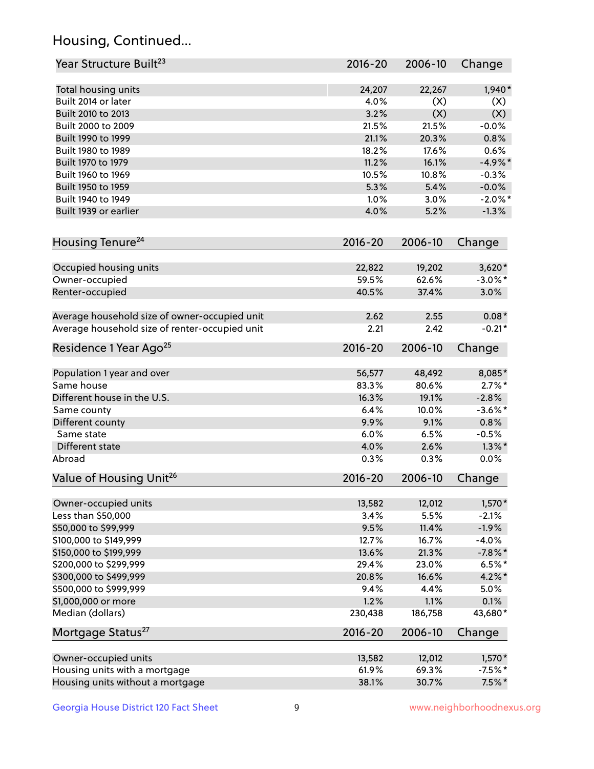## Housing, Continued...

| Year Structure Built[23] | 2016-20 | 2006-10 | Change |
|---|---|---|---|
| Total housing units | 24,207 | 22,267 | 1,940* |
| Built 2014 or later | 4.0% | (X) | (X) |
| Built 2010 to 2013 | 3.2% | (X) | (X) |
| Built 2000 to 2009 | 21.5% | 21.5% | -0.0% |
| Built 1990 to 1999 | 21.1% | 20.3% | 0.8% |
| Built 1980 to 1989 | 18.2% | 17.6% | 0.6% |
| Built 1970 to 1979 | 11.2% | 16.1% | -4.9%* |
| Built 1960 to 1969 | 10.5% | 10.8% | -0.3% |
| Built 1950 to 1959 | 5.3% | 5.4% | -0.0% |
| Built 1940 to 1949 | 1.0% | 3.0% | -2.0%* |
| Built 1939 or earlier | 4.0% | 5.2% | -1.3% |

| Housing Tenure[24] | 2016-20 | 2006-10 | Change |
|---|---|---|---|
| Occupied housing units | 22,822 | 19,202 | 3,620* |
| Owner-occupied | 59.5% | 62.6% | -3.0%* |
| Renter-occupied | 40.5% | 37.4% | 3.0% |
| Average household size of owner-occupied unit | 2.62 | 2.55 | 0.08* |
| Average household size of renter-occupied unit | 2.21 | 2.42 | -0.21* |

| Residence 1 Year Ago[25] | 2016-20 | 2006-10 | Change |
|---|---|---|---|
| Population 1 year and over | 56,577 | 48,492 | 8,085* |
| Same house | 83.3% | 80.6% | 2.7%* |
| Different house in the U.S. | 16.3% | 19.1% | -2.8% |
| Same county | 6.4% | 10.0% | -3.6%* |
| Different county | 9.9% | 9.1% | 0.8% |
| Same state | 6.0% | 6.5% | -0.5% |
| Different state | 4.0% | 2.6% | 1.3%* |
| Abroad | 0.3% | 0.3% | 0.0% |

| Value of Housing Unit[26] | 2016-20 | 2006-10 | Change |
|---|---|---|---|
| Owner-occupied units | 13,582 | 12,012 | 1,570* |
| Less than $50,000 | 3.4% | 5.5% | -2.1% |
| $50,000 to $99,999 | 9.5% | 11.4% | -1.9% |
| $100,000 to $149,999 | 12.7% | 16.7% | -4.0% |
| $150,000 to $199,999 | 13.6% | 21.3% | -7.8%* |
| $200,000 to $299,999 | 29.4% | 23.0% | 6.5%* |
| $300,000 to $499,999 | 20.8% | 16.6% | 4.2%* |
| $500,000 to $999,999 | 9.4% | 4.4% | 5.0% |
| $1,000,000 or more | 1.2% | 1.1% | 0.1% |
| Median (dollars) | 230,438 | 186,758 | 43,680* |

| Mortgage Status[27] | 2016-20 | 2006-10 | Change |
|---|---|---|---|
| Owner-occupied units | 13,582 | 12,012 | 1,570* |
| Housing units with a mortgage | 61.9% | 69.3% | -7.5%* |
| Housing units without a mortgage | 38.1% | 30.7% | 7.5%* |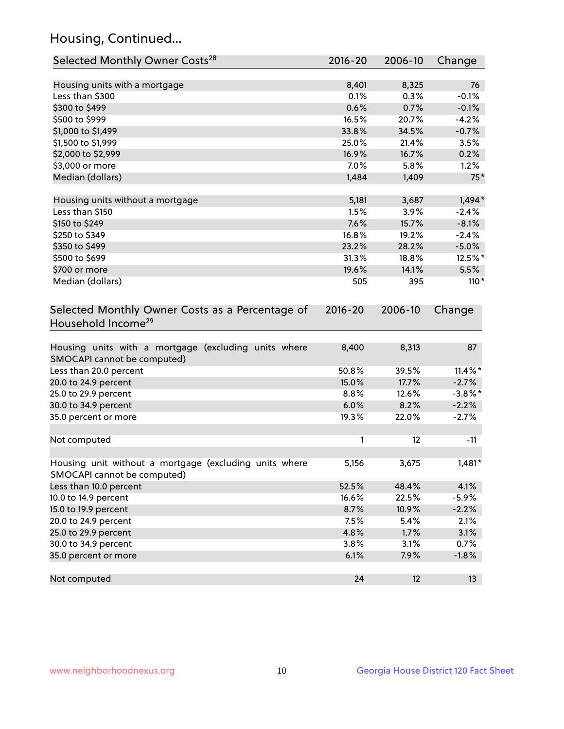## Housing, Continued...

| Selected Monthly Owner Costs[28] | 2016-20 | 2006-10 | Change |
|---|---|---|---|
| Housing units with a mortgage | 8,401 | 8,325 | 76 |
| Less than $300 | 0.1% | 0.3% | -0.1% |
| $300 to $499 | 0.6% | 0.7% | -0.1% |
| $500 to $999 | 16.5% | 20.7% | -4.2% |
| $1,000 to $1,499 | 33.8% | 34.5% | -0.7% |
| $1,500 to $1,999 | 25.0% | 21.4% | 3.5% |
| $2,000 to $2,999 | 16.9% | 16.7% | 0.2% |
| $3,000 or more | 7.0% | 5.8% | 1.2% |
| Median (dollars) | 1,484 | 1,409 | 75* |
| | | | |
| Housing units without a mortgage | 5,181 | 3,687 | 1,494* |
| Less than $150 | 1.5% | 3.9% | -2.4% |
| $150 to $249 | 7.6% | 15.7% | -8.1% |
| $250 to $349 | 16.8% | 19.2% | -2.4% |
| $350 to $499 | 23.2% | 28.2% | -5.0% |
| $500 to $699 | 31.3% | 18.8% | 12.5%* |
| $700 or more | 19.6% | 14.1% | 5.5% |
| Median (dollars) | 505 | 395 | 110* |

| Selected Monthly Owner Costs as a Percentage of Household Income[29] | 2016-20 | 2006-10 | Change |
|---|---|---|---|
| Housing units with a mortgage (excluding units where SMOCAPI cannot be computed) | 8,400 | 8,313 | 87 |
| Less than 20.0 percent | 50.8% | 39.5% | 11.4%* |
| 20.0 to 24.9 percent | 15.0% | 17.7% | -2.7% |
| 25.0 to 29.9 percent | 8.8% | 12.6% | -3.8%* |
| 30.0 to 34.9 percent | 6.0% | 8.2% | -2.2% |
| 35.0 percent or more | 19.3% | 22.0% | -2.7% |
| | | | |
| Not computed | 1 | 12 | -11 |
| | | | |
| Housing unit without a mortgage (excluding units where SMOCAPI cannot be computed) | 5,156 | 3,675 | 1,481* |
| Less than 10.0 percent | 52.5% | 48.4% | 4.1% |
| 10.0 to 14.9 percent | 16.6% | 22.5% | -5.9% |
| 15.0 to 19.9 percent | 8.7% | 10.9% | -2.2% |
| 20.0 to 24.9 percent | 7.5% | 5.4% | 2.1% |
| 25.0 to 29.9 percent | 4.8% | 1.7% | 3.1% |
| 30.0 to 34.9 percent | 3.8% | 3.1% | 0.7% |
| 35.0 percent or more | 6.1% | 7.9% | -1.8% |
| | | | |
| Not computed | 24 | 12 | 13 |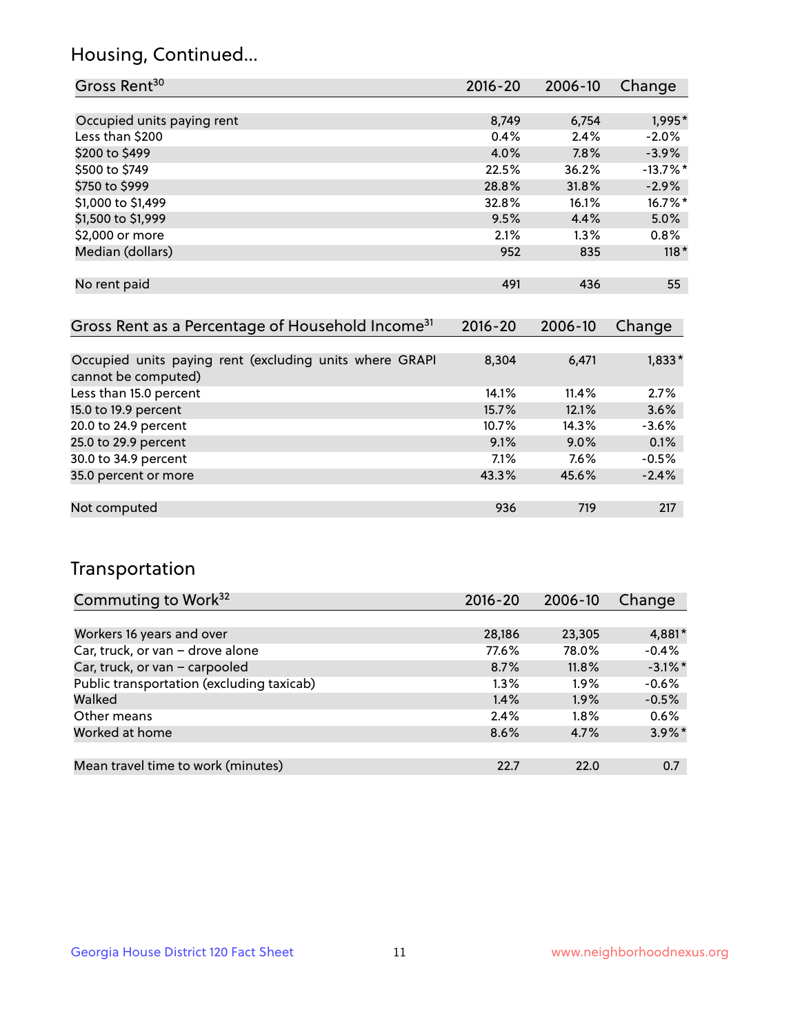## Housing, Continued...

| Gross Rent[30] | 2016-20 | 2006-10 | Change |
|---|---|---|---|
| Occupied units paying rent | 8,749 | 6,754 | 1,995* |
| Less than $200 | 0.4% | 2.4% | -2.0% |
| $200 to $499 | 4.0% | 7.8% | -3.9% |
| $500 to $749 | 22.5% | 36.2% | -13.7%* |
| $750 to $999 | 28.8% | 31.8% | -2.9% |
| $1,000 to $1,499 | 32.8% | 16.1% | 16.7%* |
| $1,500 to $1,999 | 9.5% | 4.4% | 5.0% |
| $2,000 or more | 2.1% | 1.3% | 0.8% |
| Median (dollars) | 952 | 835 | 118* |
| No rent paid | 491 | 436 | 55 |

| Gross Rent as a Percentage of Household Income[31] | 2016-20 | 2006-10 | Change |
|---|---|---|---|
| Occupied units paying rent (excluding units where GRAPI cannot be computed) | 8,304 | 6,471 | 1,833* |
| Less than 15.0 percent | 14.1% | 11.4% | 2.7% |
| 15.0 to 19.9 percent | 15.7% | 12.1% | 3.6% |
| 20.0 to 24.9 percent | 10.7% | 14.3% | -3.6% |
| 25.0 to 29.9 percent | 9.1% | 9.0% | 0.1% |
| 30.0 to 34.9 percent | 7.1% | 7.6% | -0.5% |
| 35.0 percent or more | 43.3% | 45.6% | -2.4% |
| Not computed | 936 | 719 | 217 |

## Transportation

| Commuting to Work[32] | 2016-20 | 2006-10 | Change |
|---|---|---|---|
| Workers 16 years and over | 28,186 | 23,305 | 4,881* |
| Car, truck, or van – drove alone | 77.6% | 78.0% | -0.4% |
| Car, truck, or van – carpooled | 8.7% | 11.8% | -3.1%* |
| Public transportation (excluding taxicab) | 1.3% | 1.9% | -0.6% |
| Walked | 1.4% | 1.9% | -0.5% |
| Other means | 2.4% | 1.8% | 0.6% |
| Worked at home | 8.6% | 4.7% | 3.9%* |
| Mean travel time to work (minutes) | 22.7 | 22.0 | 0.7 |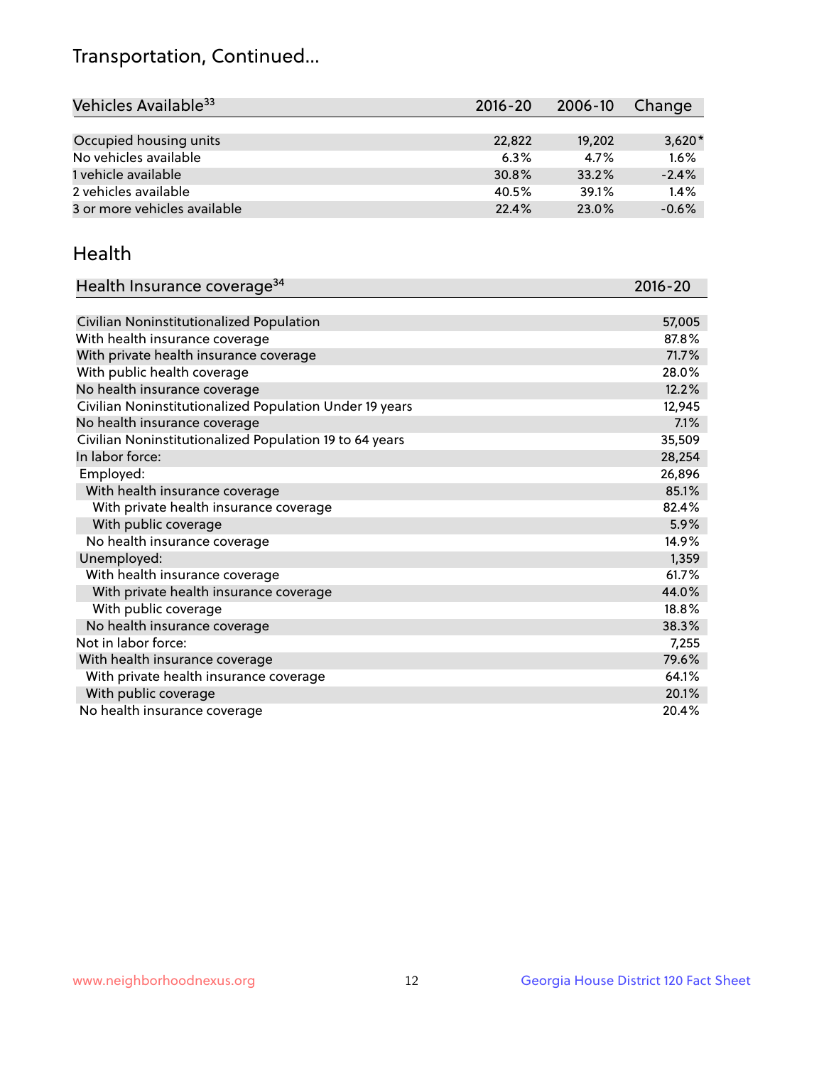# Transportation, Continued...

| Vehicles Available[33] | 2016-20 | 2006-10 | Change |
|---|---|---|---|
| Occupied housing units | 22,822 | 19,202 | 3,620* |
| No vehicles available | 6.3% | 4.7% | 1.6% |
| 1 vehicle available | 30.8% | 33.2% | -2.4% |
| 2 vehicles available | 40.5% | 39.1% | 1.4% |
| 3 or more vehicles available | 22.4% | 23.0% | -0.6% |

## Health

| Health Insurance coverage[34] | 2016-20 |
|---|---|
| Civilian Noninstitutionalized Population | 57,005 |
| With health insurance coverage | 87.8% |
| With private health insurance coverage | 71.7% |
| With public health coverage | 28.0% |
| No health insurance coverage | 12.2% |
| Civilian Noninstitutionalized Population Under 19 years | 12,945 |
| No health insurance coverage | 7.1% |
| Civilian Noninstitutionalized Population 19 to 64 years | 35,509 |
| In labor force: | 28,254 |
| Employed: | 26,896 |
| With health insurance coverage | 85.1% |
| With private health insurance coverage | 82.4% |
| With public coverage | 5.9% |
| No health insurance coverage | 14.9% |
| Unemployed: | 1,359 |
| With health insurance coverage | 61.7% |
| With private health insurance coverage | 44.0% |
| With public coverage | 18.8% |
| No health insurance coverage | 38.3% |
| Not in labor force: | 7,255 |
| With health insurance coverage | 79.6% |
| With private health insurance coverage | 64.1% |
| With public coverage | 20.1% |
| No health insurance coverage | 20.4% |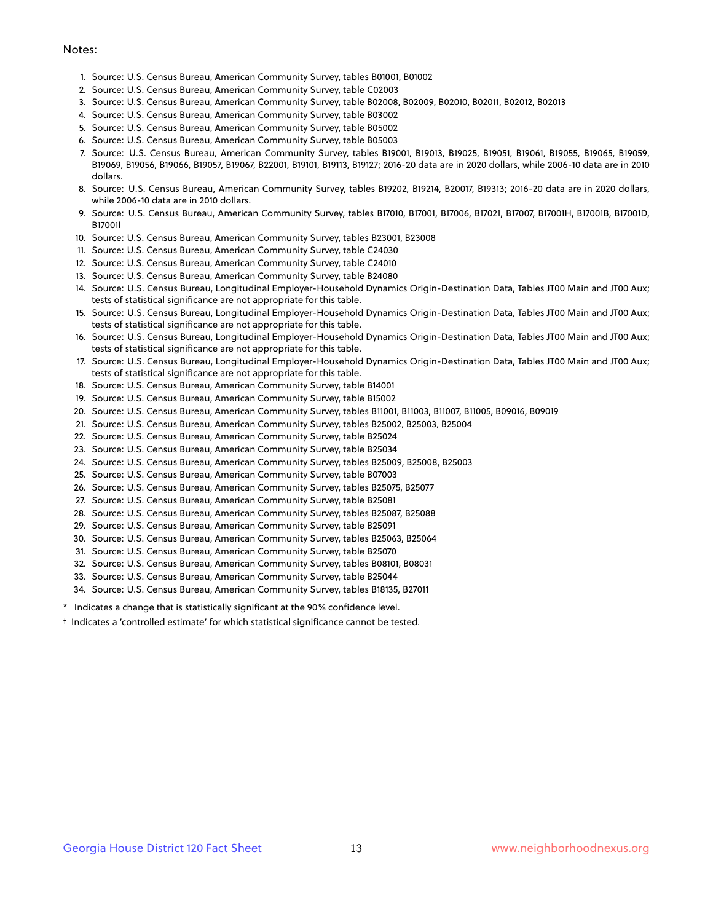Notes:

1. Source: U.S. Census Bureau, American Community Survey, tables B01001, B01002
2. Source: U.S. Census Bureau, American Community Survey, table C02003
3. Source: U.S. Census Bureau, American Community Survey, table B02008, B02009, B02010, B02011, B02012, B02013
4. Source: U.S. Census Bureau, American Community Survey, table B03002
5. Source: U.S. Census Bureau, American Community Survey, table B05002
6. Source: U.S. Census Bureau, American Community Survey, table B05003
7. Source: U.S. Census Bureau, American Community Survey, tables B19001, B19013, B19025, B19051, B19061, B19055, B19065, B19059, B19069, B19056, B19066, B19057, B19067, B22001, B19101, B19113, B19127; 2016-20 data are in 2020 dollars, while 2006-10 data are in 2010 dollars.
8. Source: U.S. Census Bureau, American Community Survey, tables B19202, B19214, B20017, B19313; 2016-20 data are in 2020 dollars, while 2006-10 data are in 2010 dollars.
9. Source: U.S. Census Bureau, American Community Survey, tables B17010, B17001, B17006, B17021, B17007, B17001H, B17001B, B17001D, B17001I
10. Source: U.S. Census Bureau, American Community Survey, tables B23001, B23008
11. Source: U.S. Census Bureau, American Community Survey, table C24030
12. Source: U.S. Census Bureau, American Community Survey, table C24010
13. Source: U.S. Census Bureau, American Community Survey, table B24080
14. Source: U.S. Census Bureau, Longitudinal Employer-Household Dynamics Origin-Destination Data, Tables JT00 Main and JT00 Aux; tests of statistical significance are not appropriate for this table.
15. Source: U.S. Census Bureau, Longitudinal Employer-Household Dynamics Origin-Destination Data, Tables JT00 Main and JT00 Aux; tests of statistical significance are not appropriate for this table.
16. Source: U.S. Census Bureau, Longitudinal Employer-Household Dynamics Origin-Destination Data, Tables JT00 Main and JT00 Aux; tests of statistical significance are not appropriate for this table.
17. Source: U.S. Census Bureau, Longitudinal Employer-Household Dynamics Origin-Destination Data, Tables JT00 Main and JT00 Aux; tests of statistical significance are not appropriate for this table.
18. Source: U.S. Census Bureau, American Community Survey, table B14001
19. Source: U.S. Census Bureau, American Community Survey, table B15002
20. Source: U.S. Census Bureau, American Community Survey, tables B11001, B11003, B11007, B11005, B09016, B09019
21. Source: U.S. Census Bureau, American Community Survey, tables B25002, B25003, B25004
22. Source: U.S. Census Bureau, American Community Survey, table B25024
23. Source: U.S. Census Bureau, American Community Survey, table B25034
24. Source: U.S. Census Bureau, American Community Survey, tables B25009, B25008, B25003
25. Source: U.S. Census Bureau, American Community Survey, table B07003
26. Source: U.S. Census Bureau, American Community Survey, tables B25075, B25077
27. Source: U.S. Census Bureau, American Community Survey, table B25081
28. Source: U.S. Census Bureau, American Community Survey, tables B25087, B25088
29. Source: U.S. Census Bureau, American Community Survey, table B25091
30. Source: U.S. Census Bureau, American Community Survey, tables B25063, B25064
31. Source: U.S. Census Bureau, American Community Survey, table B25070
32. Source: U.S. Census Bureau, American Community Survey, tables B08101, B08031
33. Source: U.S. Census Bureau, American Community Survey, table B25044
34. Source: U.S. Census Bureau, American Community Survey, tables B18135, B27011

\* Indicates a change that is statistically significant at the 90% confidence level.

† Indicates a 'controlled estimate' for which statistical significance cannot be tested.